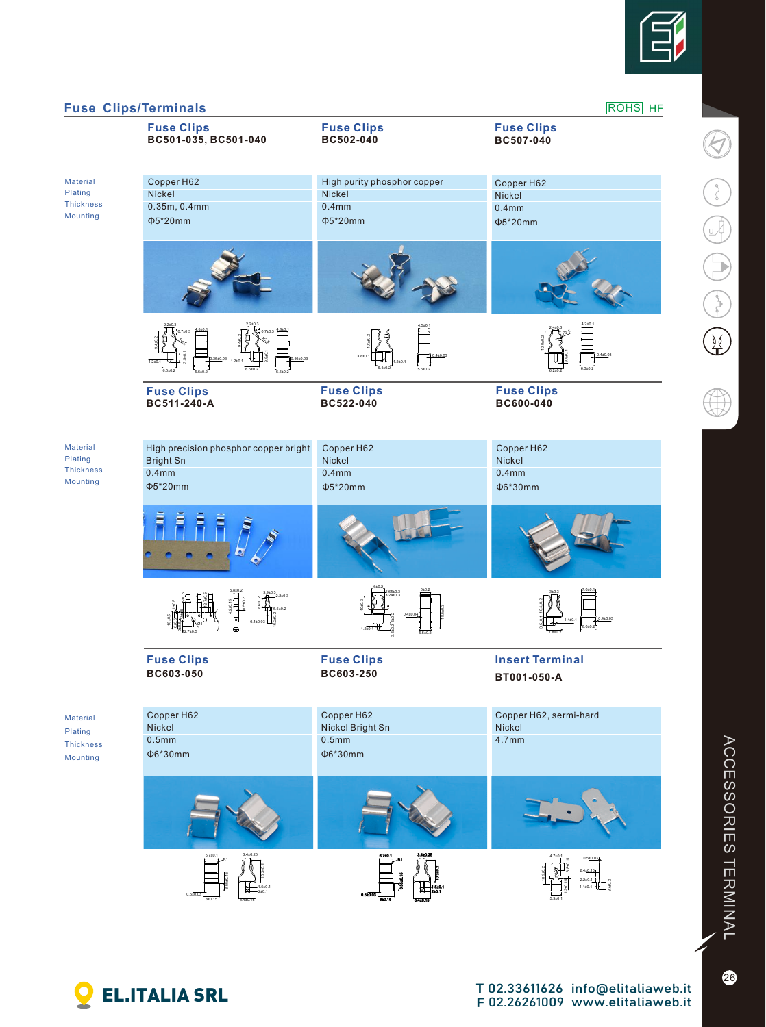## Fuse Clips/Terminals

ROHS HF

| | Fuse Clips BC501-035, BC501-040 | Fuse Clips BC502-040 | Fuse Clips BC507-040 |
|---|---|---|---|
| Material | Copper H62 | High purity phosphor copper | Copper H62 |
| Plating | Nickel | Nickel | Nickel |
| Thickness | 0.35m, 0.4mm | 0.4mm | 0.4mm |
| Mounting | Φ5*20mm | Φ5*20mm | Φ5*20mm |

| | Fuse Clips BC511-240-A | Fuse Clips BC522-040 | Fuse Clips BC600-040 |
|---|---|---|---|
| Material | High precision phosphor copper bright | Copper H62 | Copper H62 |
| Plating | Bright Sn | Nickel | Nickel |
| Thickness | 0.4mm | 0.4mm | 0.4mm |
| Mounting | Φ5*20mm | Φ5*20mm | Φ6*30mm |

| | Fuse Clips BC603-050 | Fuse Clips BC603-250 | Insert Terminal BT001-050-A |
|---|---|---|---|
| Material | Copper H62 | Copper H62 | Copper H62, sermi-hard |
| Plating | Nickel | Nickel Bright Sn | Nickel |
| Thickness | 0.5mm | 0.5mm | 4.7mm |
| Mounting | Φ6*30mm | Φ6*30mm | |

ACCESSORIES TERMINAL

**EL.ITALIA SRL**

T 02.33611626 info@elitaliaweb.it
F 02.26261009 www.elitaliaweb.it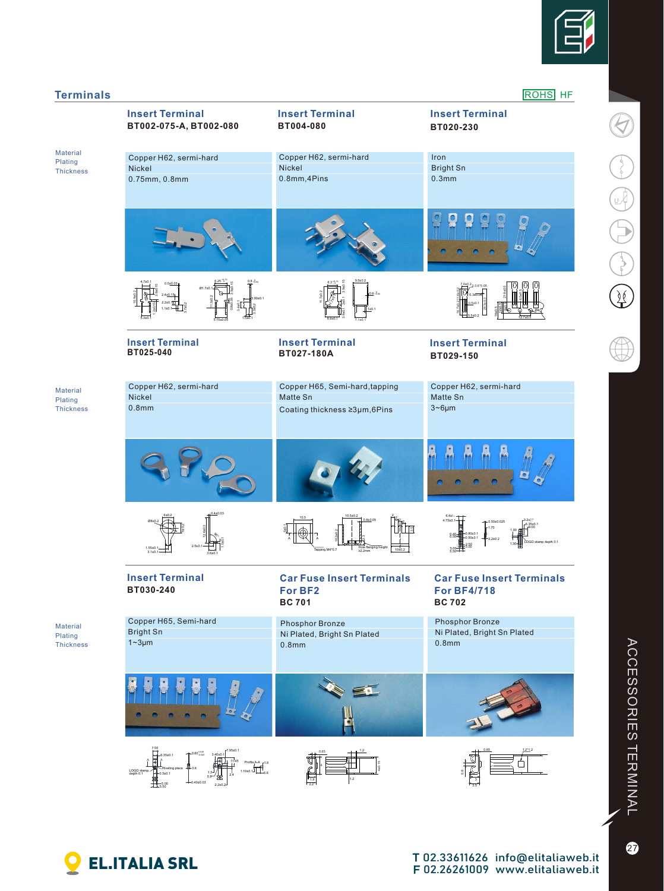## Terminals

ROHS HF

| | Insert Terminal BT002-075-A, BT002-080 | Insert Terminal BT004-080 | Insert Terminal BT020-230 |
|---|---|---|---|
| Material | Copper H62, sermi-hard | Copper H62, sermi-hard | Iron |
| Plating | Nickel | Nickel | Bright Sn |
| Thickness | 0.75mm, 0.8mm | 0.8mm,4Pins | 0.3mm |

| | Insert Terminal BT025-040 | Insert Terminal BT027-180A | Insert Terminal BT029-150 |
|---|---|---|---|
| Material | Copper H62, sermi-hard | Copper H65, Semi-hard,tapping | Copper H62, sermi-hard |
| Plating | Nickel | Matte Sn | Matte Sn |
| Thickness | 0.8mm | Coating thickness ≥3μm,6Pins | 3~6μm |

| | Insert Terminal BT030-240 | Car Fuse Insert Terminals For BF2 BC 701 | Car Fuse Insert Terminals For BF4/718 BC 702 |
|---|---|---|---|
| Material | Copper H65, Semi-hard | Phosphor Bronze | Phosphor Bronze |
| Plating | Bright Sn | Ni Plated, Bright Sn Plated | Ni Plated, Bright Sn Plated |
| Thickness | 1~3μm | 0.8mm | 0.8mm |

ACCESSORIES TERMINAL

EL.ITALIA SRL

T 02.33611626 info@elitaliaweb.it
F 02.26261009 www.elitaliaweb.it